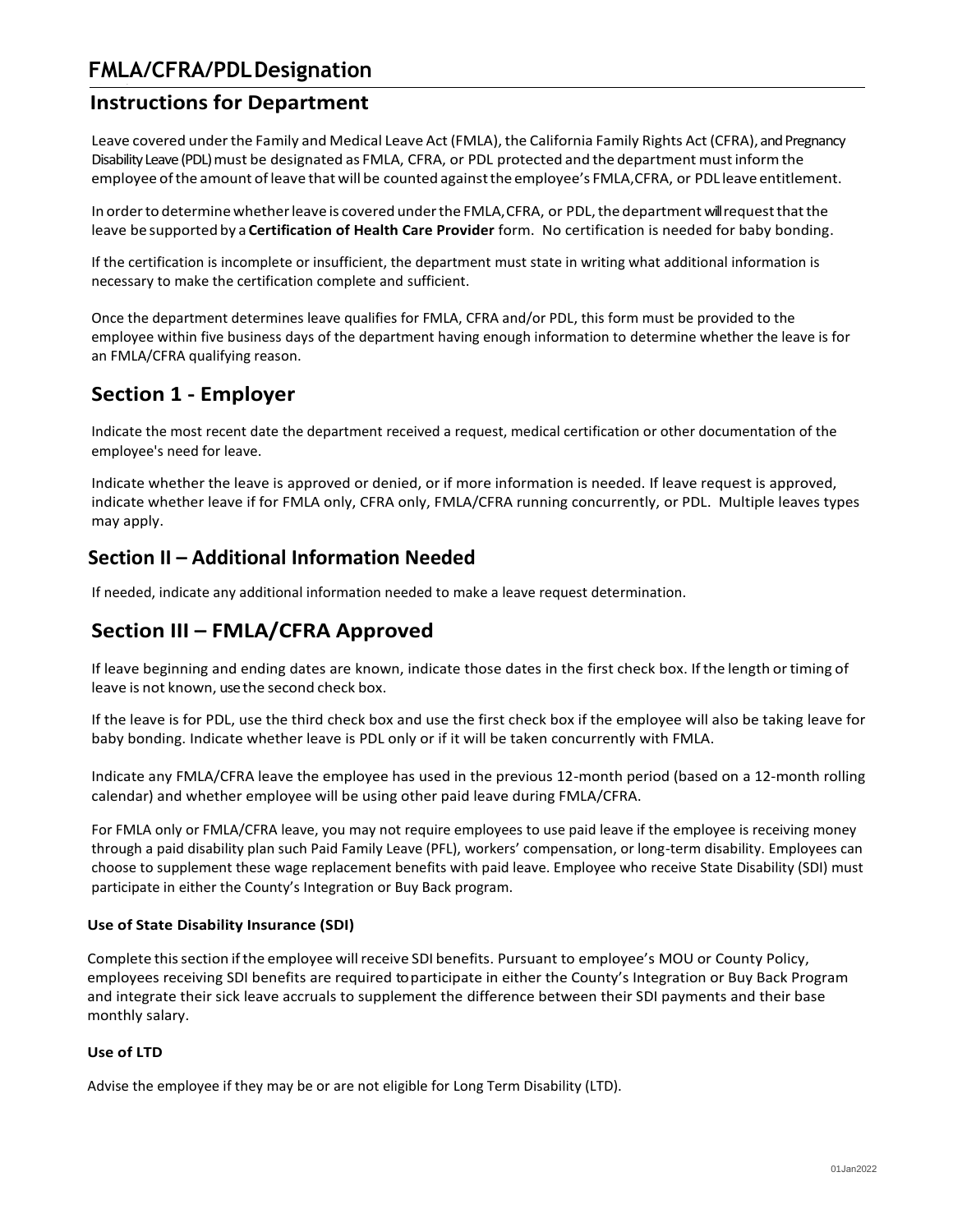# FMLA/CFRA/PDL Designation

## Instructions for Department

Leave covered under the Family and Medical Leave Act (FMLA), the California Family Rights Act (CFRA), and Pregnancy Disability Leave (PDL) must be designated as FMLA, CFRA, or PDL protected and the department must inform the employee of the amount of leave that will be counted against the employee's FMLA,CFRA, or PDL leave entitlement.

In order to determine whether leave is covered under the FMLA, CFRA, or PDL, the department will request that the leave be supported by a **Certification of Health Care Provider** form. No certification is needed for baby bonding.

If the certification is incomplete or insufficient, the department must state in writing what additional information is necessary to make the certification complete and sufficient.

Once the department determines leave qualifies for FMLA, CFRA and/or PDL, this form must be provided to the employee within five business days of the department having enough information to determine whether the leave is for an FMLA/CFRA qualifying reason.

## Section 1 - Employer

Indicate the most recent date the department received a request, medical certification or other documentation of the employee's need for leave.

Indicate whether the leave is approved or denied, or if more information is needed. If leave request is approved, indicate whether leave if for FMLA only, CFRA only, FMLA/CFRA running concurrently, or PDL. Multiple leaves types may apply.

## Section II – Additional Information Needed

If needed, indicate any additional information needed to make a leave request determination.

## Section III – FMLA/CFRA Approved

If leave beginning and ending dates are known, indicate those dates in the first check box. If the length or timing of leave is not known, use the second check box.

If the leave is for PDL, use the third check box and use the first check box if the employee will also be taking leave for baby bonding. Indicate whether leave is PDL only or if it will be taken concurrently with FMLA.

Indicate any FMLA/CFRA leave the employee has used in the previous 12-month period (based on a 12-month rolling calendar) and whether employee will be using other paid leave during FMLA/CFRA.

For FMLA only or FMLA/CFRA leave, you may not require employees to use paid leave if the employee is receiving money through a paid disability plan such Paid Family Leave (PFL), workers' compensation, or long-term disability. Employees can choose to supplement these wage replacement benefits with paid leave. Employee who receive State Disability (SDI) must participate in either the County's Integration or Buy Back program.

#### Use of State Disability Insurance (SDI)

Complete this section if the employee will receive SDI benefits. Pursuant to employee's MOU or County Policy, employees receiving SDI benefits are required to participate in either the County's Integration or Buy Back Program and integrate their sick leave accruals to supplement the difference between their SDI payments and their base monthly salary.

#### Use of LTD

Advise the employee if they may be or are not eligible for Long Term Disability (LTD).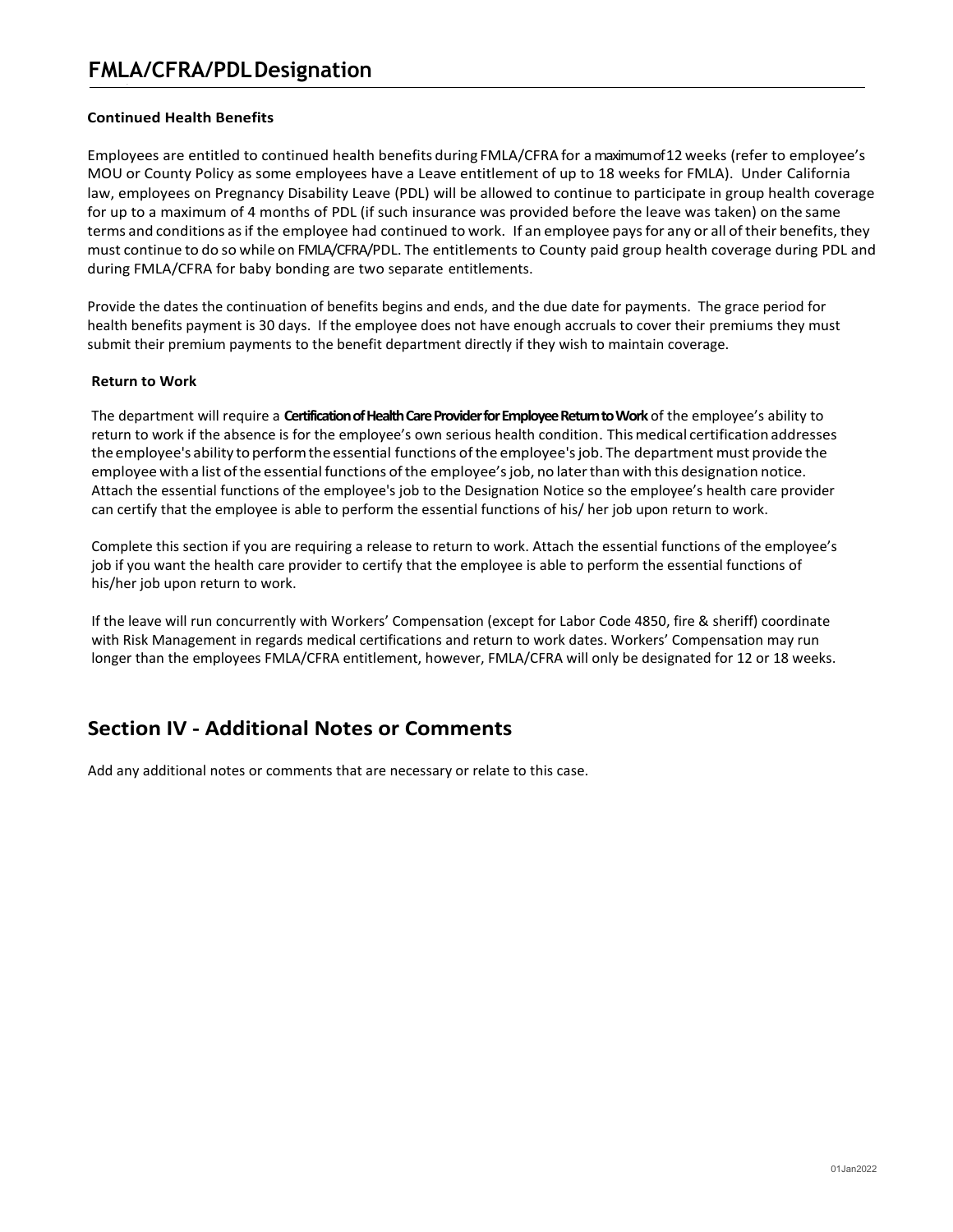# FMLA/CFRA/PDL Designation

### Continued Health Benefits

Employees are entitled to continued health benefits during FMLA/CFRA for a maximum of 12 weeks (refer to employee's MOU or County Policy as some employees have a Leave entitlement of up to 18 weeks for FMLA). Under California law, employees on Pregnancy Disability Leave (PDL) will be allowed to continue to participate in group health coverage for up to a maximum of 4 months of PDL (if such insurance was provided before the leave was taken) on the same terms and conditions as if the employee had continued to work. If an employee pays for any or all of their benefits, they must continue to do so while on FMLA/CFRA/PDL. The entitlements to County paid group health coverage during PDL and during FMLA/CFRA for baby bonding are two separate entitlements.

Provide the dates the continuation of benefits begins and ends, and the due date for payments. The grace period for health benefits payment is 30 days. If the employee does not have enough accruals to cover their premiums they must submit their premium payments to the benefit department directly if they wish to maintain coverage.

### Return to Work

The department will require a **Certification of Health Care Provider for Employee Return to Work** of the employee's ability to return to work if the absence is for the employee's own serious health condition. This medical certification addresses the employee's ability to perform the essential functions of the employee's job. The department must provide the employee with a list of the essential functions of the employee's job, no later than with this designation notice. Attach the essential functions of the employee's job to the Designation Notice so the employee's health care provider can certify that the employee is able to perform the essential functions of his/ her job upon return to work.

Complete this section if you are requiring a release to return to work. Attach the essential functions of the employee's job if you want the health care provider to certify that the employee is able to perform the essential functions of his/her job upon return to work.

If the leave will run concurrently with Workers' Compensation (except for Labor Code 4850, fire & sheriff) coordinate with Risk Management in regards medical certifications and return to work dates. Workers' Compensation may run longer than the employees FMLA/CFRA entitlement, however, FMLA/CFRA will only be designated for 12 or 18 weeks.

## Section IV - Additional Notes or Comments

Add any additional notes or comments that are necessary or relate to this case.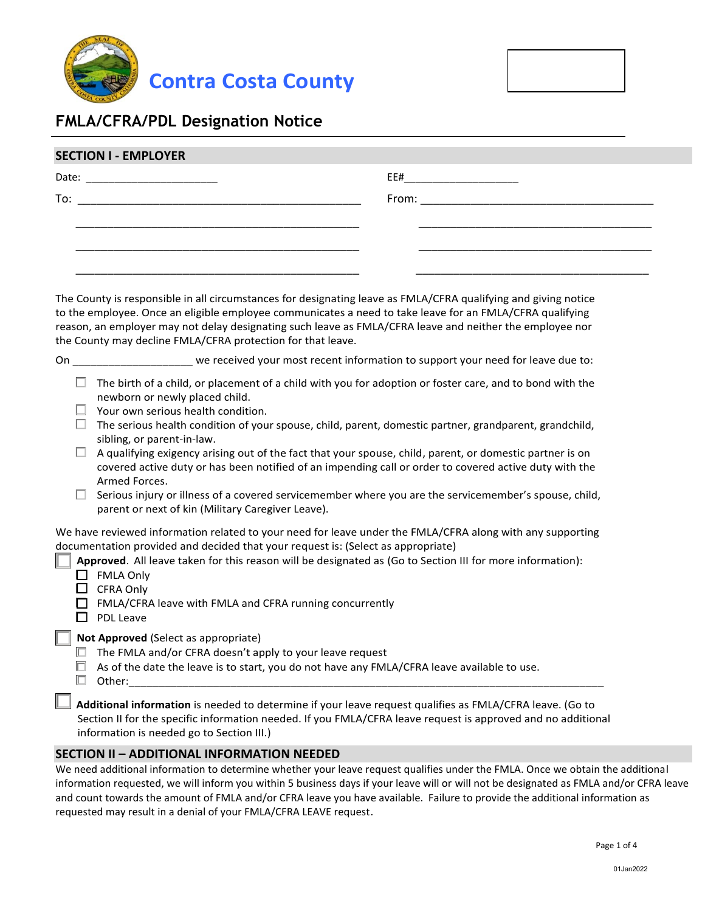# Contra Costa County

## FMLA/CFRA/PDL Designation Notice

### SECTION I - EMPLOYER

Date: ______________________ EE#____________________

To: ________________________________________________ From: ________________________________________

________________________________________________ ________________________________________

________________________________________________ ________________________________________

________________________________________________ ________________________________________

The County is responsible in all circumstances for designating leave as FMLA/CFRA qualifying and giving notice to the employee. Once an eligible employee communicates a need to take leave for an FMLA/CFRA qualifying reason, an employer may not delay designating such leave as FMLA/CFRA leave and neither the employee nor the County may decline FMLA/CFRA protection for that leave.

On ____________________ we received your most recent information to support your need for leave due to:

- ☐ The birth of a child, or placement of a child with you for adoption or foster care, and to bond with the newborn or newly placed child.
- ☐ Your own serious health condition.
- ☐ The serious health condition of your spouse, child, parent, domestic partner, grandparent, grandchild, sibling, or parent-in-law.
- ☐ A qualifying exigency arising out of the fact that your spouse, child, parent, or domestic partner is on covered active duty or has been notified of an impending call or order to covered active duty with the Armed Forces.
- ☐ Serious injury or illness of a covered servicemember where you are the servicemember's spouse, child, parent or next of kin (Military Caregiver Leave).

We have reviewed information related to your need for leave under the FMLA/CFRA along with any supporting documentation provided and decided that your request is: (Select as appropriate)

☐ **Approved**. All leave taken for this reason will be designated as (Go to Section III for more information):

- ☐ FMLA Only
- ☐ CFRA Only
- ☐ FMLA/CFRA leave with FMLA and CFRA running concurrently
- ☐ PDL Leave

☐ **Not Approved** (Select as appropriate)

- ☐ The FMLA and/or CFRA doesn't apply to your leave request
- ☐ As of the date the leave is to start, you do not have any FMLA/CFRA leave available to use.
- ☐ Other:_______________________________________________________________________________

☐ **Additional information** is needed to determine if your leave request qualifies as FMLA/CFRA leave. (Go to Section II for the specific information needed. If you FMLA/CFRA leave request is approved and no additional information is needed go to Section III.)

### SECTION II – ADDITIONAL INFORMATION NEEDED

We need additional information to determine whether your leave request qualifies under the FMLA. Once we obtain the additional information requested, we will inform you within 5 business days if your leave will or will not be designated as FMLA and/or CFRA leave and count towards the amount of FMLA and/or CFRA leave you have available. Failure to provide the additional information as requested may result in a denial of your FMLA/CFRA LEAVE request.

01Jan2022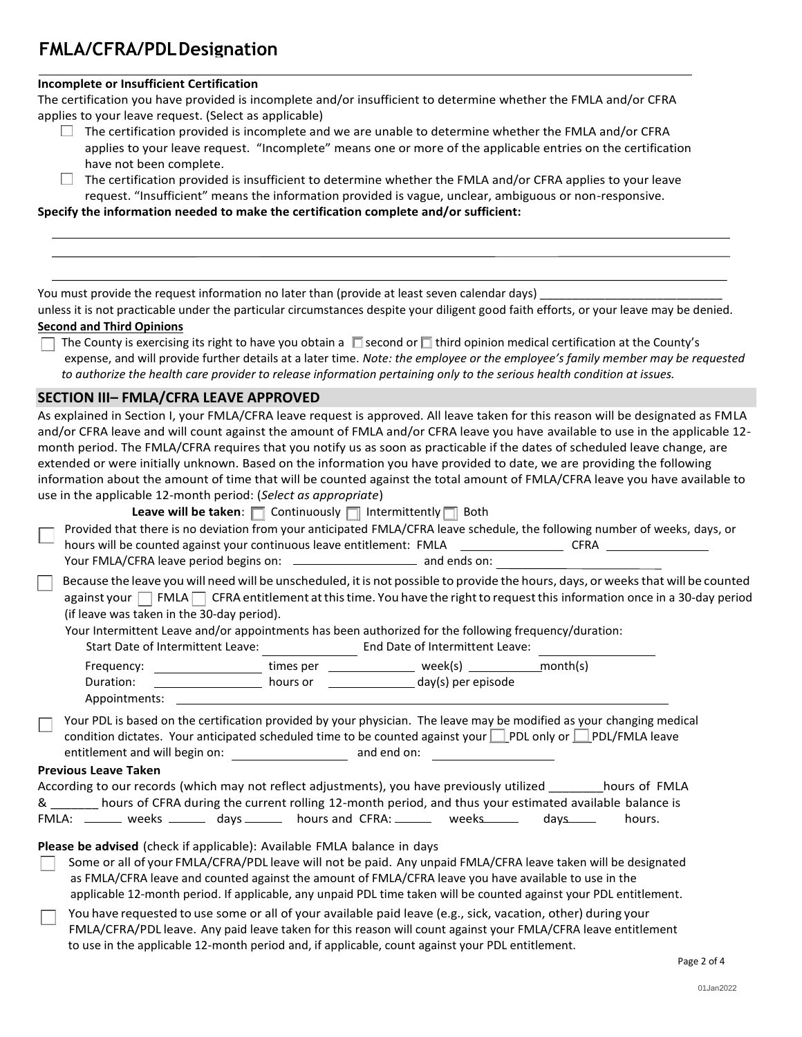# FMLA/CFRA/PDL Designation

**Incomplete or Insufficient Certification**

The certification you have provided is incomplete and/or insufficient to determine whether the FMLA and/or CFRA applies to your leave request. (Select as applicable)

- ☐ The certification provided is incomplete and we are unable to determine whether the FMLA and/or CFRA applies to your leave request. "Incomplete" means one or more of the applicable entries on the certification have not been complete.
- ☐ The certification provided is insufficient to determine whether the FMLA and/or CFRA applies to your leave request. "Insufficient" means the information provided is vague, unclear, ambiguous or non-responsive.

**Specify the information needed to make the certification complete and/or sufficient:**

\_\_\_\_\_\_\_\_\_\_\_\_\_\_\_\_\_\_\_\_\_\_\_\_\_\_\_\_\_\_\_\_\_\_\_\_\_\_\_\_\_\_\_\_\_\_\_\_\_\_\_\_\_\_\_\_\_\_\_\_\_\_\_\_\_\_\_\_

\_\_\_\_\_\_\_\_\_\_\_\_\_\_\_\_\_\_\_\_\_\_\_\_\_\_\_\_\_\_\_\_\_\_\_\_\_\_\_\_\_\_\_\_\_\_\_\_\_\_\_\_\_\_\_\_\_\_\_\_\_\_\_\_\_\_\_\_

\_\_\_\_\_\_\_\_\_\_\_\_\_\_\_\_\_\_\_\_\_\_\_\_\_\_\_\_\_\_\_\_\_\_\_\_\_\_\_\_\_\_\_\_\_\_\_\_\_\_\_\_\_\_\_\_\_\_\_\_\_\_\_\_\_\_\_\_

You must provide the request information no later than (provide at least seven calendar days) \_\_\_\_\_\_\_\_\_\_\_\_\_\_\_\_\_\_\_\_\_\_\_\_\_\_\_ unless it is not practicable under the particular circumstances despite your diligent good faith efforts, or your leave may be denied.

**Second and Third Opinions**

☐ The County is exercising its right to have you obtain a ☐ second or ☐ third opinion medical certification at the County's expense, and will provide further details at a later time. *Note: the employee or the employee's family member may be requested to authorize the health care provider to release information pertaining only to the serious health condition at issues.*

## SECTION III– FMLA/CFRA LEAVE APPROVED

As explained in Section I, your FMLA/CFRA leave request is approved. All leave taken for this reason will be designated as FMLA and/or CFRA leave and will count against the amount of FMLA and/or CFRA leave you have available to use in the applicable 12-month period. The FMLA/CFRA requires that you notify us as soon as practicable if the dates of scheduled leave change, are extended or were initially unknown. Based on the information you have provided to date, we are providing the following information about the amount of time that will be counted against the total amount of FMLA/CFRA leave you have available to use in the applicable 12-month period: (*Select as appropriate*)

**Leave will be taken**: ☐ Continuously ☐ Intermittently ☐ Both

☐ Provided that there is no deviation from your anticipated FMLA/CFRA leave schedule, the following number of weeks, days, or hours will be counted against your continuous leave entitlement: FMLA \_\_\_\_\_\_\_\_\_\_\_\_\_\_\_ CFRA \_\_\_\_\_\_\_\_\_\_\_\_\_\_\_
Your FMLA/CFRA leave period begins on: \_\_\_\_\_\_\_\_\_\_\_\_\_\_\_\_\_\_\_\_ and ends on: \_\_\_\_\_\_\_\_\_\_\_\_\_\_\_\_\_\_\_\_

☐ Because the leave you will need will be unscheduled, it is not possible to provide the hours, days, or weeks that will be counted against your ☐ FMLA ☐ CFRA entitlement at this time. You have the right to request this information once in a 30-day period (if leave was taken in the 30-day period).

Your Intermittent Leave and/or appointments has been authorized for the following frequency/duration:

Start Date of Intermittent Leave: \_\_\_\_\_\_\_\_\_\_\_\_\_\_\_ End Date of Intermittent Leave: \_\_\_\_\_\_\_\_\_\_\_\_\_\_\_\_\_\_

Frequency: \_\_\_\_\_\_\_\_\_\_\_\_\_\_\_\_\_ times per \_\_\_\_\_\_\_\_\_\_\_\_\_\_ week(s) \_\_\_\_\_\_\_\_\_\_\_\_month(s)

Duration: \_\_\_\_\_\_\_\_\_\_\_\_\_\_\_\_\_ hours or \_\_\_\_\_\_\_\_\_\_\_\_\_\_ day(s) per episode

Appointments: \_\_\_\_\_\_\_\_\_\_\_\_\_\_\_\_\_\_\_\_\_\_\_\_\_\_\_\_\_\_\_\_\_\_\_\_\_\_\_\_\_\_\_\_\_\_\_\_\_\_\_\_\_\_\_\_\_\_\_\_

☐ Your PDL is based on the certification provided by your physician. The leave may be modified as your changing medical condition dictates. Your anticipated scheduled time to be counted against your ☐ PDL only or ☐ PDL/FMLA leave entitlement and will begin on: \_\_\_\_\_\_\_\_\_\_\_\_\_\_\_\_\_\_\_ and end on: \_\_\_\_\_\_\_\_\_\_\_\_\_\_\_\_\_\_\_

**Previous Leave Taken**

According to our records (which may not reflect adjustments), you have previously utilized \_\_\_\_\_\_\_\_hours of FMLA & \_\_\_\_\_\_\_ hours of CFRA during the current rolling 12-month period, and thus your estimated available balance is FMLA: \_\_\_\_\_\_ weeks \_\_\_\_\_\_ days \_\_\_\_\_\_ hours and CFRA: \_\_\_\_\_\_ weeks\_\_\_\_\_\_ days\_\_\_\_\_ hours.

**Please be advised** (check if applicable): Available FMLA balance in days

☐ Some or all of your FMLA/CFRA/PDL leave will not be paid. Any unpaid FMLA/CFRA leave taken will be designated as FMLA/CFRA leave and counted against the amount of FMLA/CFRA leave you have available to use in the applicable 12-month period. If applicable, any unpaid PDL time taken will be counted against your PDL entitlement.

☐ You have requested to use some or all of your available paid leave (e.g., sick, vacation, other) during your FMLA/CFRA/PDL leave. Any paid leave taken for this reason will count against your FMLA/CFRA leave entitlement to use in the applicable 12-month period and, if applicable, count against your PDL entitlement.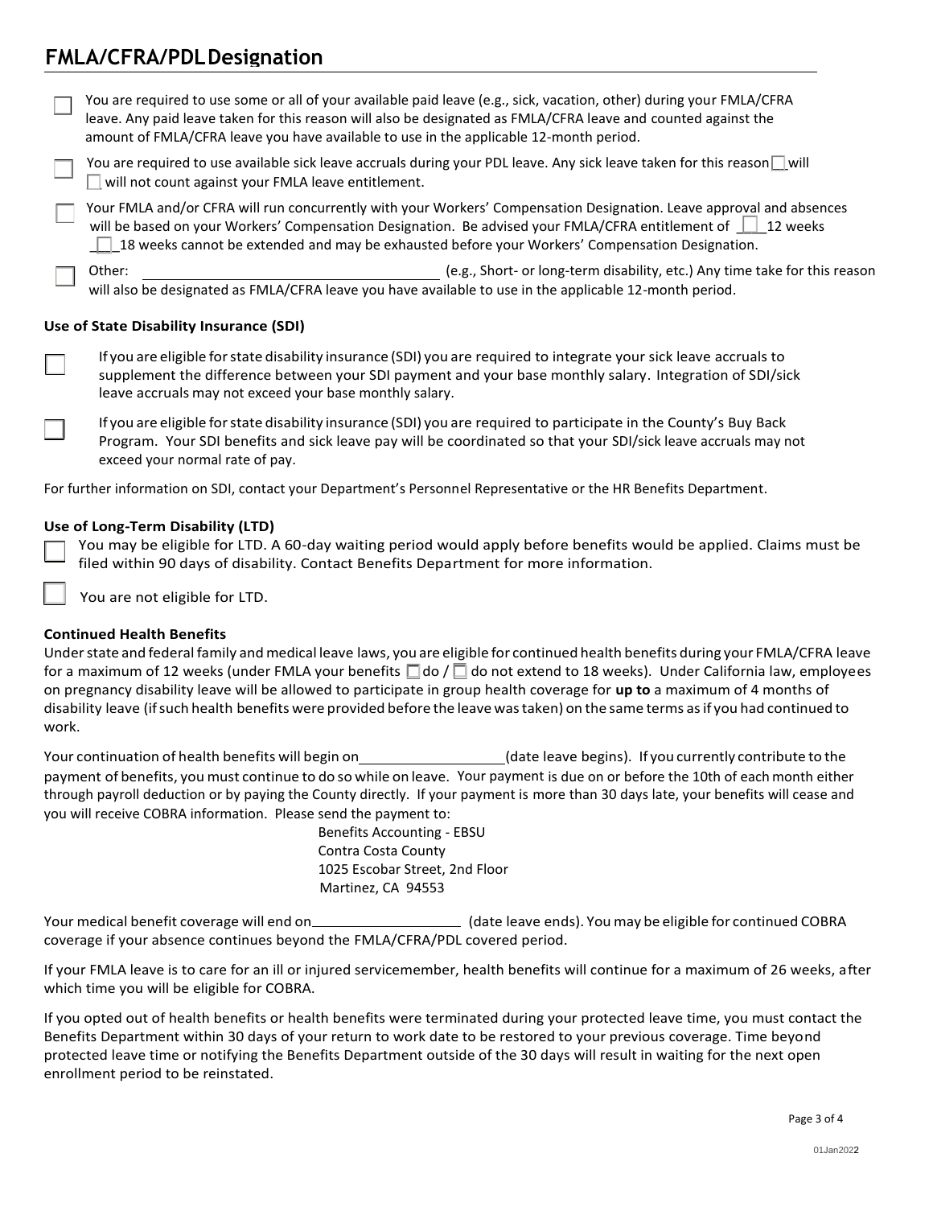## FMLA/CFRA/PDL Designation

☐ You are required to use some or all of your available paid leave (e.g., sick, vacation, other) during your FMLA/CFRA leave. Any paid leave taken for this reason will also be designated as FMLA/CFRA leave and counted against the amount of FMLA/CFRA leave you have available to use in the applicable 12-month period.

☐ You are required to use available sick leave accruals during your PDL leave. Any sick leave taken for this reason ☐ will ☐ will not count against your FMLA leave entitlement.

☐ Your FMLA and/or CFRA will run concurrently with your Workers' Compensation Designation. Leave approval and absences will be based on your Workers' Compensation Designation. Be advised your FMLA/CFRA entitlement of ☐ 12 weeks ☐ 18 weeks cannot be extended and may be exhausted before your Workers' Compensation Designation.

☐ Other: ______________________________ (e.g., Short- or long-term disability, etc.) Any time take for this reason will also be designated as FMLA/CFRA leave you have available to use in the applicable 12-month period.

**Use of State Disability Insurance (SDI)**

☐ If you are eligible for state disability insurance (SDI) you are required to integrate your sick leave accruals to supplement the difference between your SDI payment and your base monthly salary. Integration of SDI/sick leave accruals may not exceed your base monthly salary.

☐ If you are eligible for state disability insurance (SDI) you are required to participate in the County's Buy Back Program. Your SDI benefits and sick leave pay will be coordinated so that your SDI/sick leave accruals may not exceed your normal rate of pay.

For further information on SDI, contact your Department's Personnel Representative or the HR Benefits Department.

**Use of Long-Term Disability (LTD)**

☐ You may be eligible for LTD. A 60-day waiting period would apply before benefits would be applied. Claims must be filed within 90 days of disability. Contact Benefits Department for more information.

☐ You are not eligible for LTD.

**Continued Health Benefits**

Under state and federal family and medical leave laws, you are eligible for continued health benefits during your FMLA/CFRA leave for a maximum of 12 weeks (under FMLA your benefits ☐ do / ☐ do not extend to 18 weeks). Under California law, employees on pregnancy disability leave will be allowed to participate in group health coverage for **up to** a maximum of 4 months of disability leave (if such health benefits were provided before the leave was taken) on the same terms as if you had continued to work.

Your continuation of health benefits will begin on__________________(date leave begins). If you currently contribute to the payment of benefits, you must continue to do so while on leave. Your payment is due on or before the 10th of each month either through payroll deduction or by paying the County directly. If your payment is more than 30 days late, your benefits will cease and you will receive COBRA information. Please send the payment to:

Benefits Accounting - EBSU
Contra Costa County
1025 Escobar Street, 2nd Floor
Martinez, CA 94553

Your medical benefit coverage will end on__________________ (date leave ends). You may be eligible for continued COBRA coverage if your absence continues beyond the FMLA/CFRA/PDL covered period.

If your FMLA leave is to care for an ill or injured servicemember, health benefits will continue for a maximum of 26 weeks, after which time you will be eligible for COBRA.

If you opted out of health benefits or health benefits were terminated during your protected leave time, you must contact the Benefits Department within 30 days of your return to work date to be restored to your previous coverage. Time beyond protected leave time or notifying the Benefits Department outside of the 30 days will result in waiting for the next open enrollment period to be reinstated.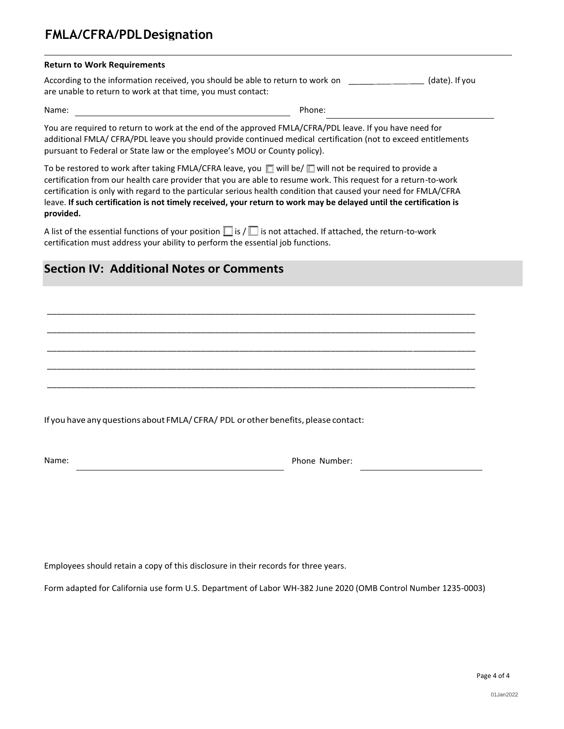# FMLA/CFRA/PDL Designation

**Return to Work Requirements**

According to the information received, you should be able to return to work on \_\_\_\_\_\_\_\_\_\_\_\_\_\_\_\_ (date). If you are unable to return to work at that time, you must contact:

Name: \_\_\_\_\_\_\_\_\_\_\_\_\_\_\_\_\_\_\_\_\_\_\_\_\_\_\_\_\_\_\_\_\_\_\_\_\_\_\_\_ Phone: \_\_\_\_\_\_\_\_\_\_\_\_\_\_\_\_\_\_\_\_\_\_\_\_\_\_\_\_\_\_\_\_

You are required to return to work at the end of the approved FMLA/CFRA/PDL leave. If you have need for additional FMLA/ CFRA/PDL leave you should provide continued medical certification (not to exceed entitlements pursuant to Federal or State law or the employee's MOU or County policy).

To be restored to work after taking FMLA/CFRA leave, you ☐ will be/ ☐ will not be required to provide a certification from our health care provider that you are able to resume work. This request for a return-to-work certification is only with regard to the particular serious health condition that caused your need for FMLA/CFRA leave. **If such certification is not timely received, your return to work may be delayed until the certification is provided.**

A list of the essential functions of your position ☐ is / ☐ is not attached. If attached, the return-to-work certification must address your ability to perform the essential job functions.

## Section IV: Additional Notes or Comments

\_\_\_\_\_\_\_\_\_\_\_\_\_\_\_\_\_\_\_\_\_\_\_\_\_\_\_\_\_\_\_\_\_\_\_\_\_\_\_\_\_\_\_\_\_\_\_\_\_\_\_\_\_\_\_\_\_\_\_\_\_\_\_\_\_\_\_\_\_\_\_\_\_\_\_\_\_\_\_\_\_\_\_\_\_\_

\_\_\_\_\_\_\_\_\_\_\_\_\_\_\_\_\_\_\_\_\_\_\_\_\_\_\_\_\_\_\_\_\_\_\_\_\_\_\_\_\_\_\_\_\_\_\_\_\_\_\_\_\_\_\_\_\_\_\_\_\_\_\_\_\_\_\_\_\_\_\_\_\_\_\_\_\_\_\_\_\_\_\_\_\_\_

\_\_\_\_\_\_\_\_\_\_\_\_\_\_\_\_\_\_\_\_\_\_\_\_\_\_\_\_\_\_\_\_\_\_\_\_\_\_\_\_\_\_\_\_\_\_\_\_\_\_\_\_\_\_\_\_\_\_\_\_\_\_\_\_\_\_\_\_\_\_\_\_\_\_\_\_\_\_\_\_\_\_\_\_\_\_

\_\_\_\_\_\_\_\_\_\_\_\_\_\_\_\_\_\_\_\_\_\_\_\_\_\_\_\_\_\_\_\_\_\_\_\_\_\_\_\_\_\_\_\_\_\_\_\_\_\_\_\_\_\_\_\_\_\_\_\_\_\_\_\_\_\_\_\_\_\_\_\_\_\_\_\_\_\_\_\_\_\_\_\_\_\_

\_\_\_\_\_\_\_\_\_\_\_\_\_\_\_\_\_\_\_\_\_\_\_\_\_\_\_\_\_\_\_\_\_\_\_\_\_\_\_\_\_\_\_\_\_\_\_\_\_\_\_\_\_\_\_\_\_\_\_\_\_\_\_\_\_\_\_\_\_\_\_\_\_\_\_\_\_\_\_\_\_\_\_\_\_\_

If you have any questions about FMLA/ CFRA/ PDL or other benefits, please contact:

Name: \_\_\_\_\_\_\_\_\_\_\_\_\_\_\_\_\_\_\_\_\_\_\_\_\_\_\_\_\_\_\_\_\_\_\_\_\_\_\_\_ Phone Number: \_\_\_\_\_\_\_\_\_\_\_\_\_\_\_\_\_\_\_\_\_\_\_\_\_

Employees should retain a copy of this disclosure in their records for three years.

Form adapted for California use form U.S. Department of Labor WH-382 June 2020 (OMB Control Number 1235-0003)

01Jan2022